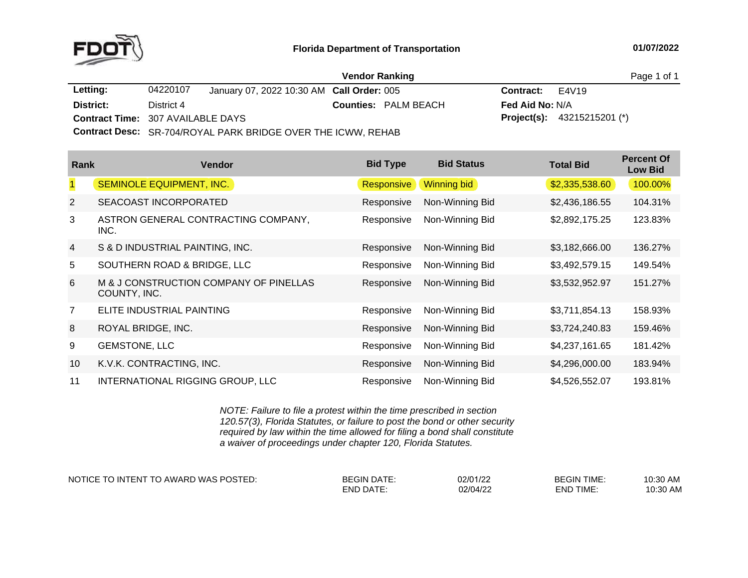**Florida Department of Transportation** 01/07/2022

## Vendor Ranking

| | | | |
|---|---|---|---|
| **Letting:** | 04220107 January 07, 2022 10:30 AM | **Call Order:** 005 | **Contract:** E4V19 |
| **District:** | District 4 | **Counties:** PALM BEACH | **Fed Aid No:** N/A |
| **Contract Time:** | 307 AVAILABLE DAYS | | **Project(s):** 43215215201 (*) |
| **Contract Desc:** | SR-704/ROYAL PARK BRIDGE OVER THE ICWW, REHAB | | |

| Rank | Vendor | Bid Type | Bid Status | Total Bid | Percent Of Low Bid |
|---|---|---|---|---|---|
| 1 | SEMINOLE EQUIPMENT, INC. | Responsive | Winning bid | $2,335,538.60 | 100.00% |
| 2 | SEACOAST INCORPORATED | Responsive | Non-Winning Bid | $2,436,186.55 | 104.31% |
| 3 | ASTRON GENERAL CONTRACTING COMPANY, INC. | Responsive | Non-Winning Bid | $2,892,175.25 | 123.83% |
| 4 | S & D INDUSTRIAL PAINTING, INC. | Responsive | Non-Winning Bid | $3,182,666.00 | 136.27% |
| 5 | SOUTHERN ROAD & BRIDGE, LLC | Responsive | Non-Winning Bid | $3,492,579.15 | 149.54% |
| 6 | M & J CONSTRUCTION COMPANY OF PINELLAS COUNTY, INC. | Responsive | Non-Winning Bid | $3,532,952.97 | 151.27% |
| 7 | ELITE INDUSTRIAL PAINTING | Responsive | Non-Winning Bid | $3,711,854.13 | 158.93% |
| 8 | ROYAL BRIDGE, INC. | Responsive | Non-Winning Bid | $3,724,240.83 | 159.46% |
| 9 | GEMSTONE, LLC | Responsive | Non-Winning Bid | $4,237,161.65 | 181.42% |
| 10 | K.V.K. CONTRACTING, INC. | Responsive | Non-Winning Bid | $4,296,000.00 | 183.94% |
| 11 | INTERNATIONAL RIGGING GROUP, LLC | Responsive | Non-Winning Bid | $4,526,552.07 | 193.81% |

*NOTE: Failure to file a protest within the time prescribed in section 120.57(3), Florida Statutes, or failure to post the bond or other security required by law within the time allowed for filing a bond shall constitute a waiver of proceedings under chapter 120, Florida Statutes.*

| NOTICE TO INTENT TO AWARD WAS POSTED: | | | | |
|---|---|---|---|---|
| | BEGIN DATE: | 02/01/22 | BEGIN TIME: | 10:30 AM |
| | END DATE: | 02/04/22 | END TIME: | 10:30 AM |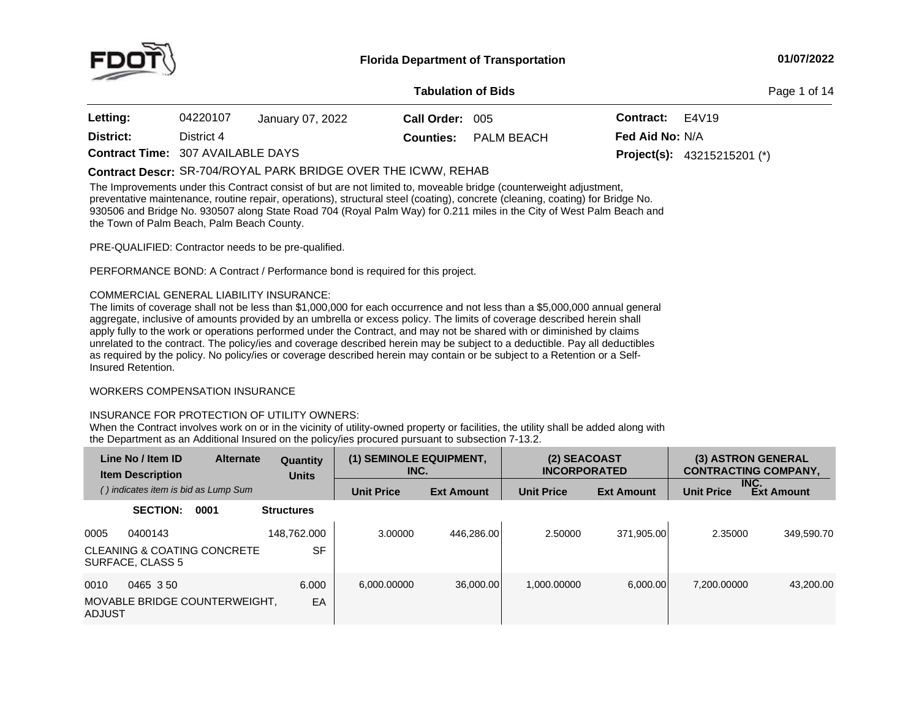# Florida Department of Transportation

**01/07/2022**

## Tabulation of Bids

| | | | | | |
|---|---|---|---|---|---|
| **Letting:** | 04220107 | January 07, 2022 | **Call Order:** 005 | **Contract:** | E4V19 |
| **District:** | District 4 | | **Counties:** PALM BEACH | **Fed Aid No:** | N/A |
| **Contract Time:** | 307 AVAILABLE DAYS | | | **Project(s):** | 43215215201 (*) |

**Contract Descr:** SR-704/ROYAL PARK BRIDGE OVER THE ICWW, REHAB

The Improvements under this Contract consist of but are not limited to, moveable bridge (counterweight adjustment, preventative maintenance, routine repair, operations), structural steel (coating), concrete (cleaning, coating) for Bridge No. 930506 and Bridge No. 930507 along State Road 704 (Royal Palm Way) for 0.211 miles in the City of West Palm Beach and the Town of Palm Beach, Palm Beach County.

PRE-QUALIFIED: Contractor needs to be pre-qualified.

PERFORMANCE BOND: A Contract / Performance bond is required for this project.

COMMERCIAL GENERAL LIABILITY INSURANCE:
The limits of coverage shall not be less than $1,000,000 for each occurrence and not less than a $5,000,000 annual general aggregate, inclusive of amounts provided by an umbrella or excess policy. The limits of coverage described herein shall apply fully to the work or operations performed under the Contract, and may not be shared with or diminished by claims unrelated to the contract. The policy/ies and coverage described herein may be subject to a deductible. Pay all deductibles as required by the policy. No policy/ies or coverage described herein may contain or be subject to a Retention or a Self-Insured Retention.

WORKERS COMPENSATION INSURANCE

INSURANCE FOR PROTECTION OF UTILITY OWNERS:
When the Contract involves work on or in the vicinity of utility-owned property or facilities, the utility shall be added along with the Department as an Additional Insured on the policy/ies procured pursuant to subsection 7-13.2.

| Line No / Item ID / Item Description | Alternate | Quantity / Units | (1) SEMINOLE EQUIPMENT, INC. | | (2) SEACOAST INCORPORATED | | (3) ASTRON GENERAL CONTRACTING COMPANY, INC. | |
|---|---|---|---|---|---|---|---|---|
| ( ) indicates item is bid as Lump Sum | | | Unit Price | Ext Amount | Unit Price | Ext Amount | Unit Price | Ext Amount |
| **SECTION: 0001** | | **Structures** | | | | | | |
| 0005 0400143 CLEANING & COATING CONCRETE SURFACE, CLASS 5 | | 148,762.000 SF | 3.00000 | 446,286.00 | 2.50000 | 371,905.00 | 2.35000 | 349,590.70 |
| 0010 0465 3 50 MOVABLE BRIDGE COUNTERWEIGHT, ADJUST | | 6.000 EA | 6,000.00000 | 36,000.00 | 1,000.00000 | 6,000.00 | 7,200.00000 | 43,200.00 |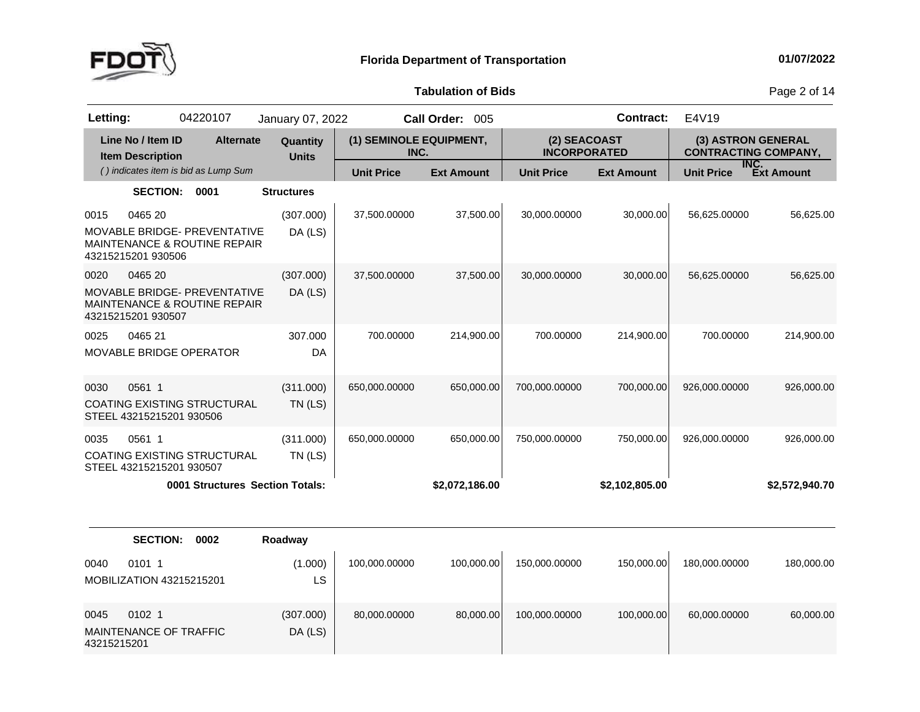**Florida Department of Transportation** — 01/07/2022

**Tabulation of Bids**

**Letting:** 04220107 January 07, 2022 **Call Order:** 005 **Contract:** E4V19

| Line No / Item ID | Item Description | Alternate | Quantity Units | (1) SEMINOLE EQUIPMENT, INC. Unit Price | (1) SEMINOLE EQUIPMENT, INC. Ext Amount | (2) SEACOAST INCORPORATED Unit Price | (2) SEACOAST INCORPORATED Ext Amount | (3) ASTRON GENERAL CONTRACTING COMPANY, INC. Unit Price | (3) ASTRON GENERAL CONTRACTING COMPANY, INC. Ext Amount |
|---|---|---|---|---|---|---|---|---|---|
| *( ) indicates item is bid as Lump Sum* | | | | | | | | | |
| **SECTION: 0001** | **Structures** | | | | | | | | |
| 0015 0465 20 | MOVABLE BRIDGE- PREVENTATIVE MAINTENANCE & ROUTINE REPAIR 43215215201 930506 | | (307.000) DA (LS) | 37,500.00000 | 37,500.00 | 30,000.00000 | 30,000.00 | 56,625.00000 | 56,625.00 |
| 0020 0465 20 | MOVABLE BRIDGE- PREVENTATIVE MAINTENANCE & ROUTINE REPAIR 43215215201 930507 | | (307.000) DA (LS) | 37,500.00000 | 37,500.00 | 30,000.00000 | 30,000.00 | 56,625.00000 | 56,625.00 |
| 0025 0465 21 | MOVABLE BRIDGE OPERATOR | | 307.000 DA | 700.00000 | 214,900.00 | 700.00000 | 214,900.00 | 700.00000 | 214,900.00 |
| 0030 0561 1 | COATING EXISTING STRUCTURAL STEEL 43215215201 930506 | | (311.000) TN (LS) | 650,000.00000 | 650,000.00 | 700,000.00000 | 700,000.00 | 926,000.00000 | 926,000.00 |
| 0035 0561 1 | COATING EXISTING STRUCTURAL STEEL 43215215201 930507 | | (311.000) TN (LS) | 650,000.00000 | 650,000.00 | 750,000.00000 | 750,000.00 | 926,000.00000 | 926,000.00 |
| | **0001 Structures Section Totals:** | | | | **$2,072,186.00** | | **$2,102,805.00** | | **$2,572,940.70** |
| **SECTION: 0002** | **Roadway** | | | | | | | | |
| 0040 0101 1 | MOBILIZATION 43215215201 | | (1.000) LS | 100,000.00000 | 100,000.00 | 150,000.00000 | 150,000.00 | 180,000.00000 | 180,000.00 |
| 0045 0102 1 | MAINTENANCE OF TRAFFIC 43215215201 | | (307.000) DA (LS) | 80,000.00000 | 80,000.00 | 100,000.00000 | 100,000.00 | 60,000.00000 | 60,000.00 |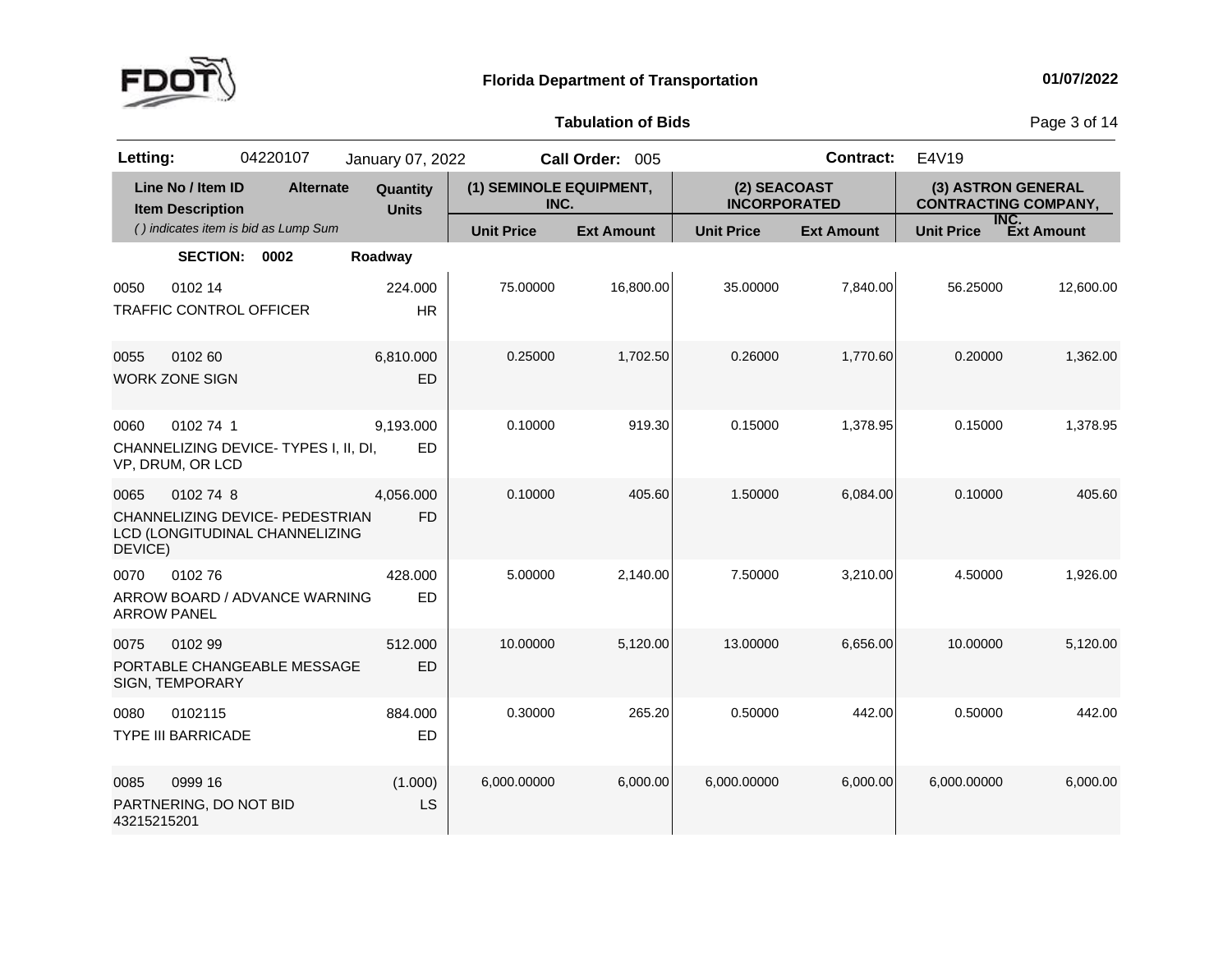**Florida Department of Transportation** 01/07/2022

**Tabulation of Bids**

| **Letting:** | 04220107 | January 07, 2022 | **Call Order:** 005 | **Contract:** E4V19 |
|---|---|---|---|---|

| Line No / Item ID | Item Description | Alternate | Quantity / Units | (1) SEMINOLE EQUIPMENT, INC. Unit Price | (1) SEMINOLE EQUIPMENT, INC. Ext Amount | (2) SEACOAST INCORPORATED Unit Price | (2) SEACOAST INCORPORATED Ext Amount | (3) ASTRON GENERAL CONTRACTING COMPANY, INC. Unit Price | (3) ASTRON GENERAL CONTRACTING COMPANY, INC. Ext Amount |
|---|---|---|---|---|---|---|---|---|---|
| **SECTION: 0002** | **Roadway** | | | | | | | | |
| 0050 0102 14 | TRAFFIC CONTROL OFFICER | | 224.000 HR | 75.00000 | 16,800.00 | 35.00000 | 7,840.00 | 56.25000 | 12,600.00 |
| 0055 0102 60 | WORK ZONE SIGN | | 6,810.000 ED | 0.25000 | 1,702.50 | 0.26000 | 1,770.60 | 0.20000 | 1,362.00 |
| 0060 0102 74 1 | CHANNELIZING DEVICE- TYPES I, II, DI, VP, DRUM, OR LCD | | 9,193.000 ED | 0.10000 | 919.30 | 0.15000 | 1,378.95 | 0.15000 | 1,378.95 |
| 0065 0102 74 8 | CHANNELIZING DEVICE- PEDESTRIAN LCD (LONGITUDINAL CHANNELIZING DEVICE) | | 4,056.000 FD | 0.10000 | 405.60 | 1.50000 | 6,084.00 | 0.10000 | 405.60 |
| 0070 0102 76 | ARROW BOARD / ADVANCE WARNING ARROW PANEL | | 428.000 ED | 5.00000 | 2,140.00 | 7.50000 | 3,210.00 | 4.50000 | 1,926.00 |
| 0075 0102 99 | PORTABLE CHANGEABLE MESSAGE SIGN, TEMPORARY | | 512.000 ED | 10.00000 | 5,120.00 | 13.00000 | 6,656.00 | 10.00000 | 5,120.00 |
| 0080 0102115 | TYPE III BARRICADE | | 884.000 ED | 0.30000 | 265.20 | 0.50000 | 442.00 | 0.50000 | 442.00 |
| 0085 0999 16 | PARTNERING, DO NOT BID 43215215201 | | (1.000) LS | 6,000.00000 | 6,000.00 | 6,000.00000 | 6,000.00 | 6,000.00000 | 6,000.00 |

*( ) indicates item is bid as Lump Sum*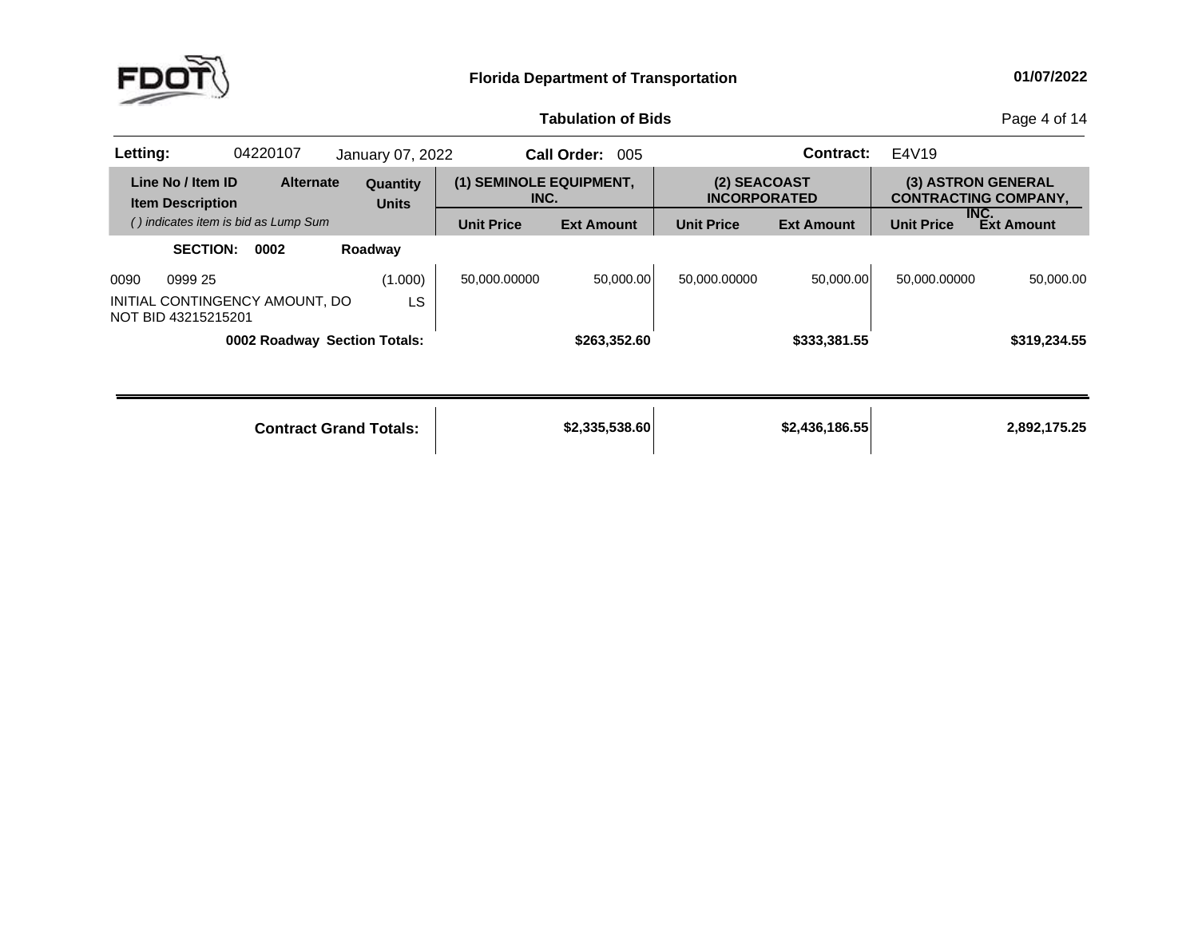**Florida Department of Transportation**

**01/07/2022**

**Tabulation of Bids**

| **Letting:** | 04220107 | January 07, 2022 | **Call Order:** 005 | **Contract:** | E4V19 |
|---|---|---|---|---|---|

| Line No / Item ID / Item Description | Alternate | Quantity / Units | (1) SEMINOLE EQUIPMENT, INC. | | (2) SEACOAST INCORPORATED | | (3) ASTRON GENERAL CONTRACTING COMPANY, INC. | |
|---|---|---|---|---|---|---|---|---|
| *( ) indicates item is bid as Lump Sum* | | | Unit Price | Ext Amount | Unit Price | Ext Amount | Unit Price | Ext Amount |
| **SECTION: 0002 Roadway** | | | | | | | | |
| 0090 0999 25 INITIAL CONTINGENCY AMOUNT, DO NOT BID 43215215201 | | (1.000) LS | 50,000.00000 | 50,000.00 | 50,000.00000 | 50,000.00 | 50,000.00000 | 50,000.00 |
| **0002 Roadway Section Totals:** | | | | **$263,352.60** | | **$333,381.55** | | **$319,234.55** |
| **Contract Grand Totals:** | | | | **$2,335,538.60** | | **$2,436,186.55** | | **2,892,175.25** |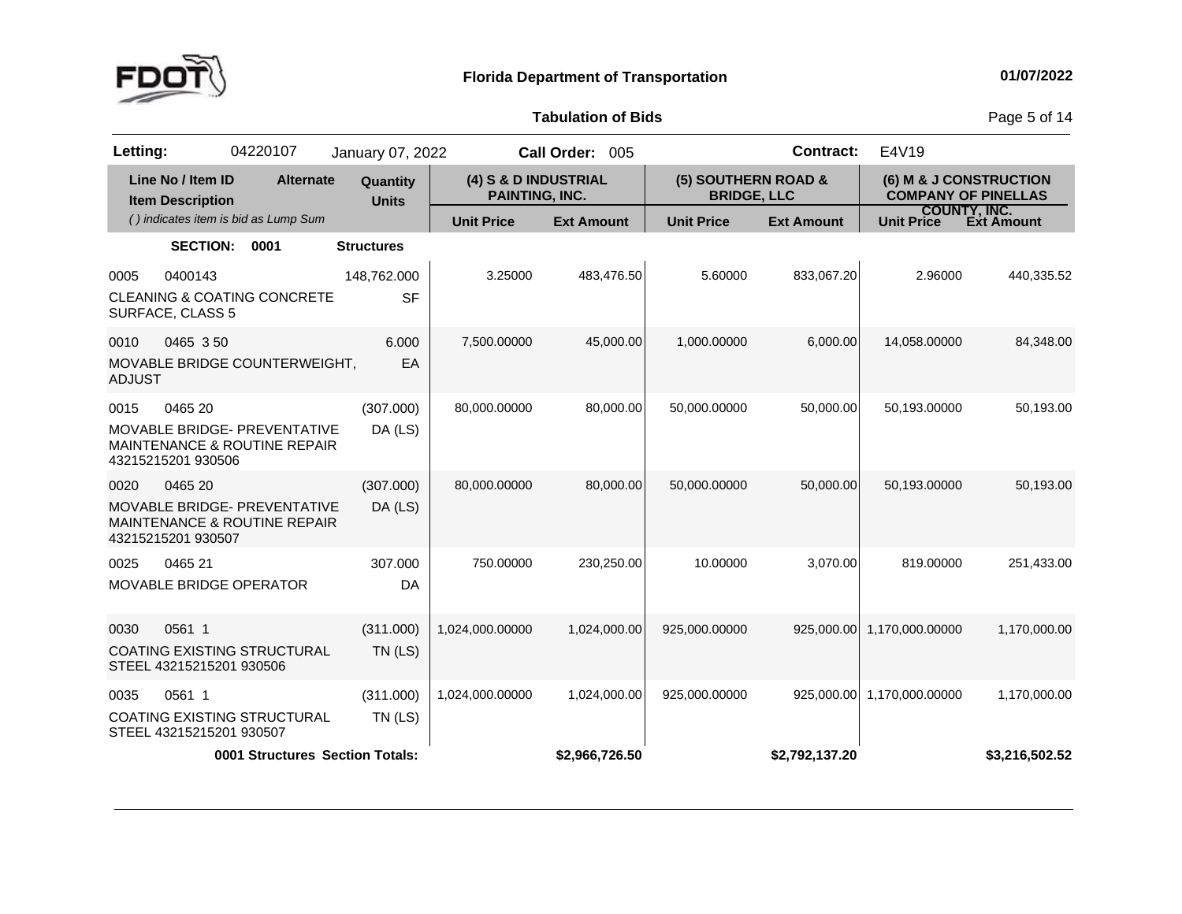**Florida Department of Transportation** — 01/07/2022

**Tabulation of Bids**

**Letting:** 04220107 January 07, 2022 **Call Order:** 005 **Contract:** E4V19

| Line No / Item ID | Item Description | Alternate | Quantity | Units | (4) S & D INDUSTRIAL PAINTING, INC. Unit Price | (4) S & D INDUSTRIAL PAINTING, INC. Ext Amount | (5) SOUTHERN ROAD & BRIDGE, LLC Unit Price | (5) SOUTHERN ROAD & BRIDGE, LLC Ext Amount | (6) M & J CONSTRUCTION COMPANY OF PINELLAS COUNTY, INC. Unit Price | (6) M & J CONSTRUCTION COMPANY OF PINELLAS COUNTY, INC. Ext Amount |
|---|---|---|---|---|---|---|---|---|---|---|
| **SECTION: 0001** | **Structures** | | | | | | | | | |
| 0005 0400143 | CLEANING & COATING CONCRETE SURFACE, CLASS 5 | | 148,762.000 | SF | 3.25000 | 483,476.50 | 5.60000 | 833,067.20 | 2.96000 | 440,335.52 |
| 0010 0465 3 50 | MOVABLE BRIDGE COUNTERWEIGHT, ADJUST | | 6.000 | EA | 7,500.00000 | 45,000.00 | 1,000.00000 | 6,000.00 | 14,058.00000 | 84,348.00 |
| 0015 0465 20 | MOVABLE BRIDGE- PREVENTATIVE MAINTENANCE & ROUTINE REPAIR 43215215201 930506 | | (307.000) | DA (LS) | 80,000.00000 | 80,000.00 | 50,000.00000 | 50,000.00 | 50,193.00000 | 50,193.00 |
| 0020 0465 20 | MOVABLE BRIDGE- PREVENTATIVE MAINTENANCE & ROUTINE REPAIR 43215215201 930507 | | (307.000) | DA (LS) | 80,000.00000 | 80,000.00 | 50,000.00000 | 50,000.00 | 50,193.00000 | 50,193.00 |
| 0025 0465 21 | MOVABLE BRIDGE OPERATOR | | 307.000 | DA | 750.00000 | 230,250.00 | 10.00000 | 3,070.00 | 819.00000 | 251,433.00 |
| 0030 0561 1 | COATING EXISTING STRUCTURAL STEEL 43215215201 930506 | | (311.000) | TN (LS) | 1,024,000.00000 | 1,024,000.00 | 925,000.00000 | 925,000.00 | 1,170,000.00000 | 1,170,000.00 |
| 0035 0561 1 | COATING EXISTING STRUCTURAL STEEL 43215215201 930507 | | (311.000) | TN (LS) | 1,024,000.00000 | 1,024,000.00 | 925,000.00000 | 925,000.00 | 1,170,000.00000 | 1,170,000.00 |
| | **0001 Structures Section Totals:** | | | | | **$2,966,726.50** | | **$2,792,137.20** | | **$3,216,502.52** |

*( ) indicates item is bid as Lump Sum*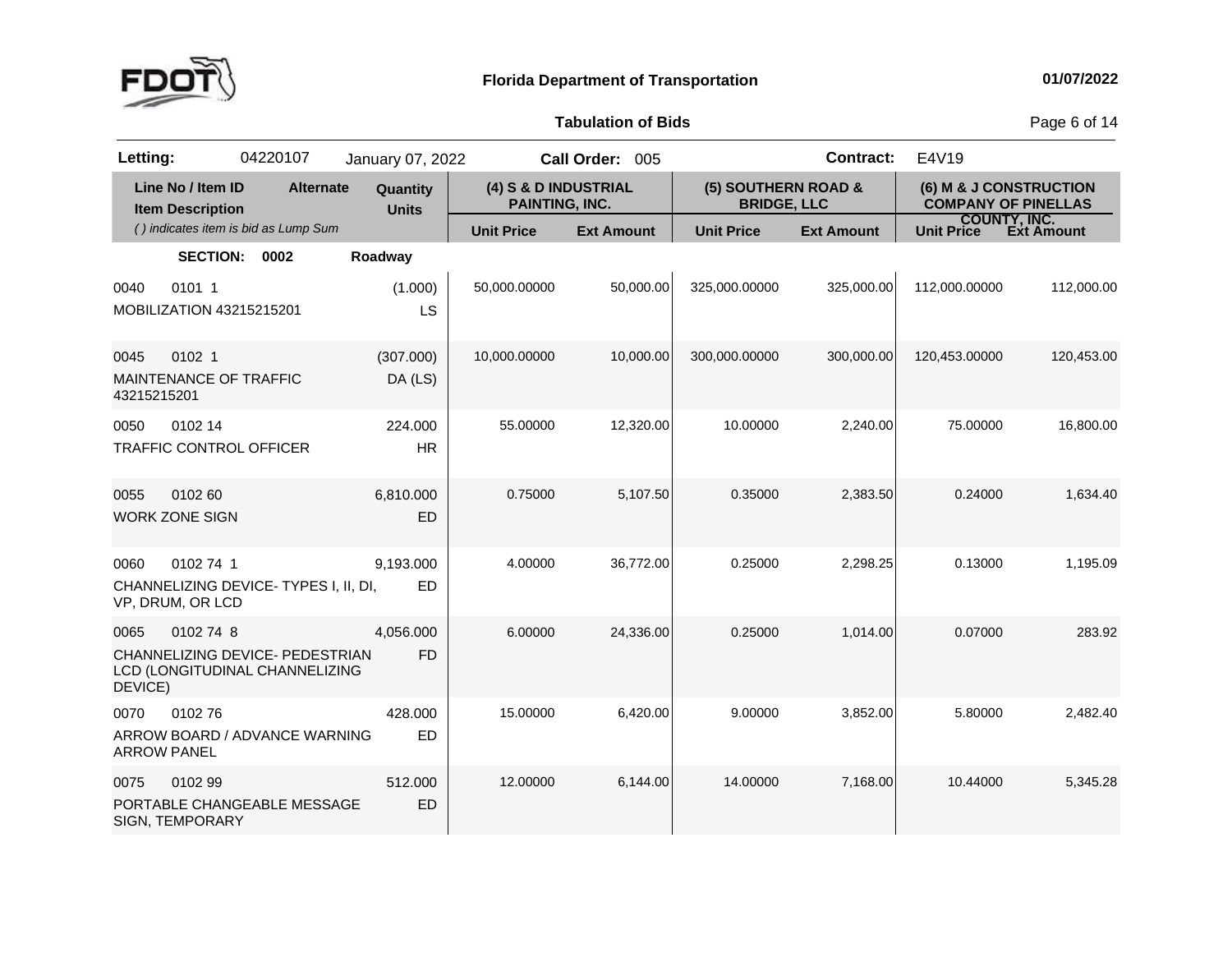**Florida Department of Transportation** 01/07/2022

**Tabulation of Bids**

**Letting:** 04220107 January 07, 2022 **Call Order:** 005 **Contract:** E4V19

| Line No / Item ID | Item Description | Alternate | Quantity / Units | (4) S & D INDUSTRIAL PAINTING, INC. Unit Price | (4) S & D INDUSTRIAL PAINTING, INC. Ext Amount | (5) SOUTHERN ROAD & BRIDGE, LLC Unit Price | (5) SOUTHERN ROAD & BRIDGE, LLC Ext Amount | (6) M & J CONSTRUCTION COMPANY OF PINELLAS COUNTY, INC. Unit Price | (6) M & J CONSTRUCTION COMPANY OF PINELLAS COUNTY, INC. Ext Amount |
|---|---|---|---|---|---|---|---|---|---|
| **SECTION: 0002** | **Roadway** | | | | | | | | |
| 0040 0101 1 | MOBILIZATION 43215215201 | | (1.000) LS | 50,000.00000 | 50,000.00 | 325,000.00000 | 325,000.00 | 112,000.00000 | 112,000.00 |
| 0045 0102 1 | MAINTENANCE OF TRAFFIC 43215215201 | | (307.000) DA (LS) | 10,000.00000 | 10,000.00 | 300,000.00000 | 300,000.00 | 120,453.00000 | 120,453.00 |
| 0050 0102 14 | TRAFFIC CONTROL OFFICER | | 224.000 HR | 55.00000 | 12,320.00 | 10.00000 | 2,240.00 | 75.00000 | 16,800.00 |
| 0055 0102 60 | WORK ZONE SIGN | | 6,810.000 ED | 0.75000 | 5,107.50 | 0.35000 | 2,383.50 | 0.24000 | 1,634.40 |
| 0060 0102 74 1 | CHANNELIZING DEVICE- TYPES I, II, DI, VP, DRUM, OR LCD | | 9,193.000 ED | 4.00000 | 36,772.00 | 0.25000 | 2,298.25 | 0.13000 | 1,195.09 |
| 0065 0102 74 8 | CHANNELIZING DEVICE- PEDESTRIAN LCD (LONGITUDINAL CHANNELIZING DEVICE) | | 4,056.000 FD | 6.00000 | 24,336.00 | 0.25000 | 1,014.00 | 0.07000 | 283.92 |
| 0070 0102 76 | ARROW BOARD / ADVANCE WARNING ARROW PANEL | | 428.000 ED | 15.00000 | 6,420.00 | 9.00000 | 3,852.00 | 5.80000 | 2,482.40 |
| 0075 0102 99 | PORTABLE CHANGEABLE MESSAGE SIGN, TEMPORARY | | 512.000 ED | 12.00000 | 6,144.00 | 14.00000 | 7,168.00 | 10.44000 | 5,345.28 |

*( ) indicates item is bid as Lump Sum*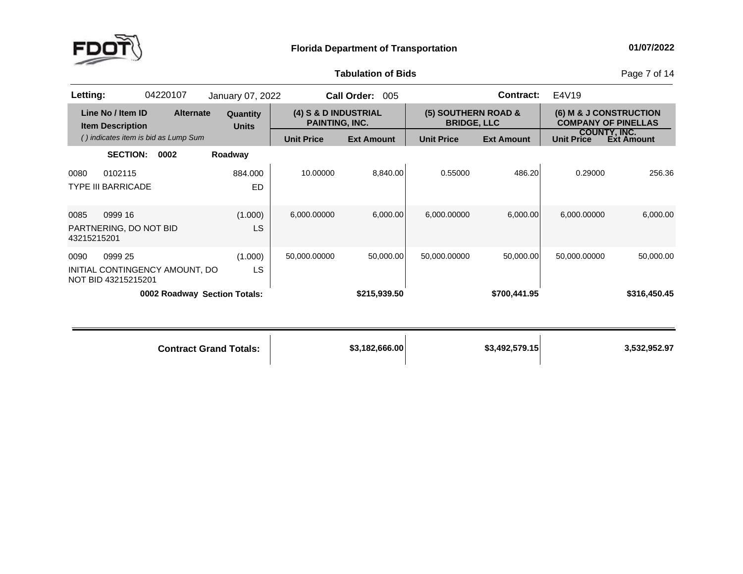**Florida Department of Transportation** 01/07/2022

**Tabulation of Bids**

| **Letting:** 04220107 | January 07, 2022 | **Call Order:** 005 | **Contract:** E4V19 |
|---|---|---|---|

| Line No / Item ID / Item Description ( ) indicates item is bid as Lump Sum | Alternate | Quantity / Units | (4) S & D INDUSTRIAL PAINTING, INC. | | (5) SOUTHERN ROAD & BRIDGE, LLC | | (6) M & J CONSTRUCTION COMPANY OF PINELLAS COUNTY, INC. | |
|---|---|---|---|---|---|---|---|---|
| | | | Unit Price | Ext Amount | Unit Price | Ext Amount | Unit Price | Ext Amount |
| **SECTION: 0002** | | **Roadway** | | | | | | |
| 0080 0102115 TYPE III BARRICADE | | 884.000 ED | 10.00000 | 8,840.00 | 0.55000 | 486.20 | 0.29000 | 256.36 |
| 0085 0999 16 PARTNERING, DO NOT BID 43215215201 | | (1.000) LS | 6,000.00000 | 6,000.00 | 6,000.00000 | 6,000.00 | 6,000.00000 | 6,000.00 |
| 0090 0999 25 INITIAL CONTINGENCY AMOUNT, DO NOT BID 43215215201 | | (1.000) LS | 50,000.00000 | 50,000.00 | 50,000.00000 | 50,000.00 | 50,000.00000 | 50,000.00 |
| **0002 Roadway Section Totals:** | | | | **$215,939.50** | | **$700,441.95** | | **$316,450.45** |
| **Contract Grand Totals:** | | | | **$3,182,666.00** | | **$3,492,579.15** | | **3,532,952.97** |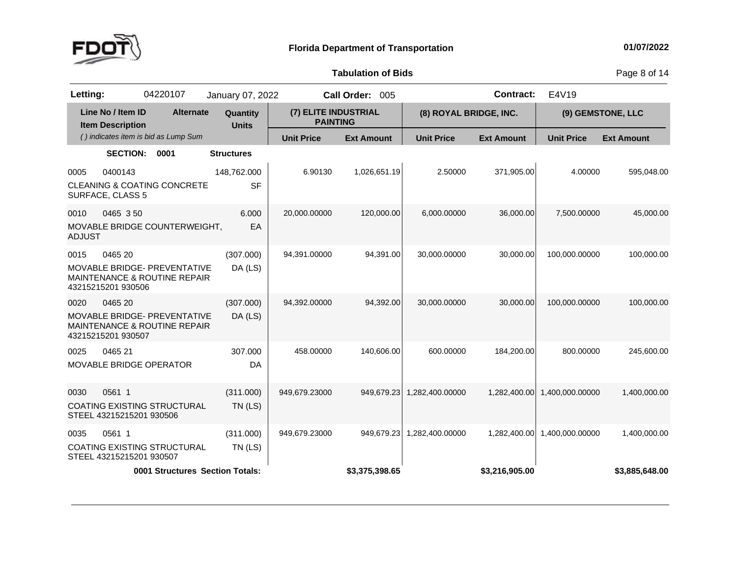**Florida Department of Transportation** — 01/07/2022

**Tabulation of Bids**

**Letting:** 04220107 January 07, 2022 **Call Order:** 005 **Contract:** E4V19

| Line No / Item ID / Item Description | Alternate | Quantity / Units | (7) ELITE INDUSTRIAL PAINTING Unit Price | (7) ELITE INDUSTRIAL PAINTING Ext Amount | (8) ROYAL BRIDGE, INC. Unit Price | (8) ROYAL BRIDGE, INC. Ext Amount | (9) GEMSTONE, LLC Unit Price | (9) GEMSTONE, LLC Ext Amount |
|---|---|---|---|---|---|---|---|---|
| *( ) indicates item is bid as Lump Sum* | | | | | | | | |
| **SECTION: 0001** | | **Structures** | | | | | | |
| 0005 0400143 CLEANING & COATING CONCRETE SURFACE, CLASS 5 | | 148,762.000 SF | 6.90130 | 1,026,651.19 | 2.50000 | 371,905.00 | 4.00000 | 595,048.00 |
| 0010 0465 3 50 MOVABLE BRIDGE COUNTERWEIGHT, ADJUST | | 6.000 EA | 20,000.00000 | 120,000.00 | 6,000.00000 | 36,000.00 | 7,500.00000 | 45,000.00 |
| 0015 0465 20 MOVABLE BRIDGE- PREVENTATIVE MAINTENANCE & ROUTINE REPAIR 43215215201 930506 | | (307.000) DA (LS) | 94,391.00000 | 94,391.00 | 30,000.00000 | 30,000.00 | 100,000.00000 | 100,000.00 |
| 0020 0465 20 MOVABLE BRIDGE- PREVENTATIVE MAINTENANCE & ROUTINE REPAIR 43215215201 930507 | | (307.000) DA (LS) | 94,392.00000 | 94,392.00 | 30,000.00000 | 30,000.00 | 100,000.00000 | 100,000.00 |
| 0025 0465 21 MOVABLE BRIDGE OPERATOR | | 307.000 DA | 458.00000 | 140,606.00 | 600.00000 | 184,200.00 | 800.00000 | 245,600.00 |
| 0030 0561 1 COATING EXISTING STRUCTURAL STEEL 43215215201 930506 | | (311.000) TN (LS) | 949,679.23000 | 949,679.23 | 1,282,400.00000 | 1,282,400.00 | 1,400,000.00000 | 1,400,000.00 |
| 0035 0561 1 COATING EXISTING STRUCTURAL STEEL 43215215201 930507 | | (311.000) TN (LS) | 949,679.23000 | 949,679.23 | 1,282,400.00000 | 1,282,400.00 | 1,400,000.00000 | 1,400,000.00 |
| **0001 Structures Section Totals:** | | | | **$3,375,398.65** | | **$3,216,905.00** | | **$3,885,648.00** |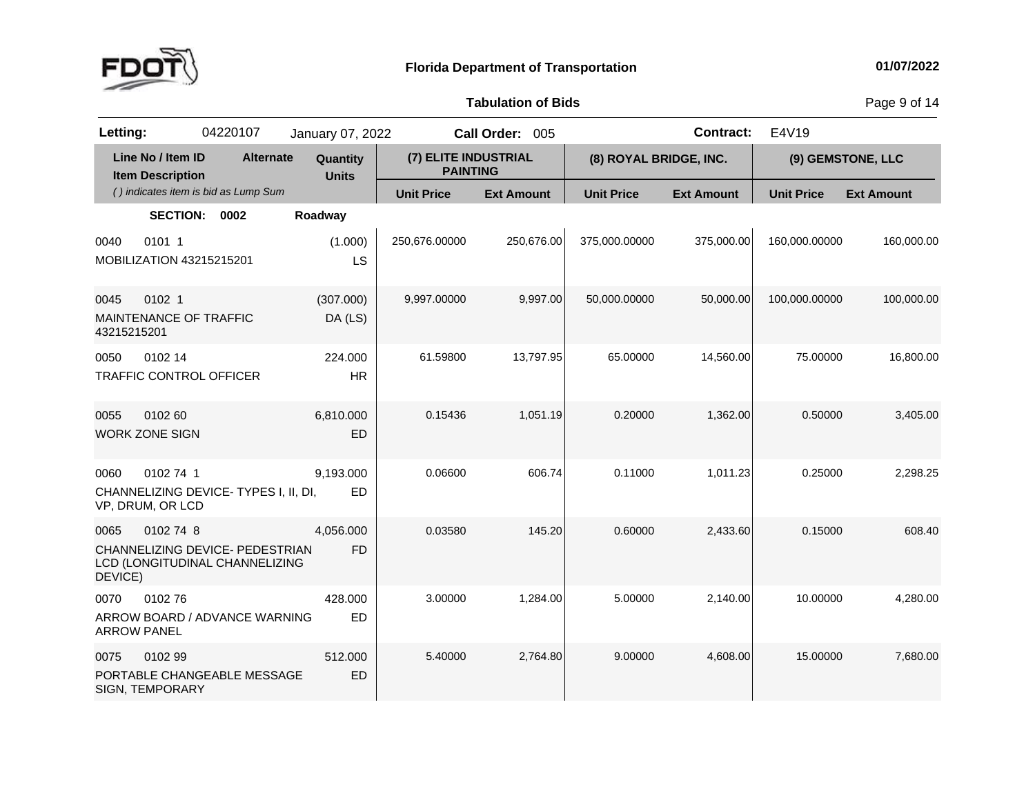**Florida Department of Transportation** 01/07/2022

## Tabulation of Bids

**Letting:** 04220107 January 07, 2022 **Call Order:** 005 **Contract:** E4V19

| Line No / Item ID | Item Description | Alternate | Quantity | Units | (7) ELITE INDUSTRIAL PAINTING Unit Price | (7) ELITE INDUSTRIAL PAINTING Ext Amount | (8) ROYAL BRIDGE, INC. Unit Price | (8) ROYAL BRIDGE, INC. Ext Amount | (9) GEMSTONE, LLC Unit Price | (9) GEMSTONE, LLC Ext Amount |
|---|---|---|---|---|---|---|---|---|---|---|
| **SECTION: 0002** | **Roadway** | | | | | | | | | |
| 0040 0101 1 | MOBILIZATION 43215215201 | | (1.000) | LS | 250,676.00000 | 250,676.00 | 375,000.00000 | 375,000.00 | 160,000.00000 | 160,000.00 |
| 0045 0102 1 | MAINTENANCE OF TRAFFIC 43215215201 | | (307.000) | DA (LS) | 9,997.00000 | 9,997.00 | 50,000.00000 | 50,000.00 | 100,000.00000 | 100,000.00 |
| 0050 0102 14 | TRAFFIC CONTROL OFFICER | | 224.000 | HR | 61.59800 | 13,797.95 | 65.00000 | 14,560.00 | 75.00000 | 16,800.00 |
| 0055 0102 60 | WORK ZONE SIGN | | 6,810.000 | ED | 0.15436 | 1,051.19 | 0.20000 | 1,362.00 | 0.50000 | 3,405.00 |
| 0060 0102 74 1 | CHANNELIZING DEVICE- TYPES I, II, DI, VP, DRUM, OR LCD | | 9,193.000 | ED | 0.06600 | 606.74 | 0.11000 | 1,011.23 | 0.25000 | 2,298.25 |
| 0065 0102 74 8 | CHANNELIZING DEVICE- PEDESTRIAN LCD (LONGITUDINAL CHANNELIZING DEVICE) | | 4,056.000 | ED | 0.03580 | 145.20 | 0.60000 | 2,433.60 | 0.15000 | 608.40 |
| 0070 0102 76 | ARROW BOARD / ADVANCE WARNING ARROW PANEL | | 428.000 | ED | 3.00000 | 1,284.00 | 5.00000 | 2,140.00 | 10.00000 | 4,280.00 |
| 0075 0102 99 | PORTABLE CHANGEABLE MESSAGE SIGN, TEMPORARY | | 512.000 | ED | 5.40000 | 2,764.80 | 9.00000 | 4,608.00 | 15.00000 | 7,680.00 |

*( ) indicates item is bid as Lump Sum*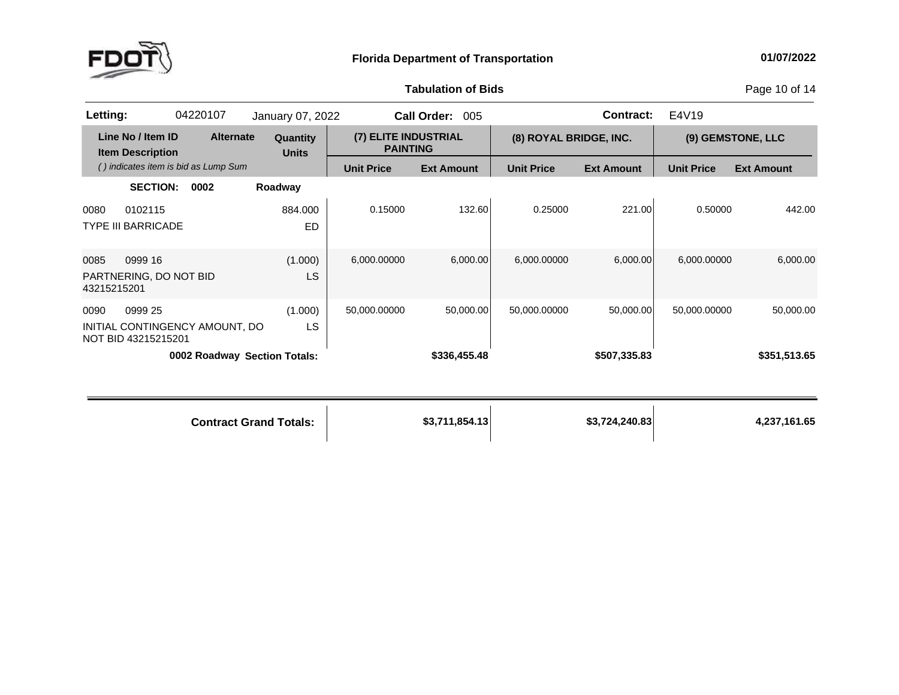# Florida Department of Transportation

01/07/2022

## Tabulation of Bids

**Letting:** 04220107 January 07, 2022 **Call Order:** 005 **Contract:** E4V19

| Line No / Item ID<br>Item Description<br>( ) indicates item is bid as Lump Sum | Alternate | Quantity<br>Units | (7) ELITE INDUSTRIAL PAINTING | | (8) ROYAL BRIDGE, INC. | | (9) GEMSTONE, LLC | |
|---|---|---|---|---|---|---|---|---|
| | | | Unit Price | Ext Amount | Unit Price | Ext Amount | Unit Price | Ext Amount |
| **SECTION: 0002** | | **Roadway** | | | | | | |
| 0080 0102115<br>TYPE III BARRICADE | | 884.000<br>ED | 0.15000 | 132.60 | 0.25000 | 221.00 | 0.50000 | 442.00 |
| 0085 0999 16<br>PARTNERING, DO NOT BID 43215215201 | | (1.000)<br>LS | 6,000.00000 | 6,000.00 | 6,000.00000 | 6,000.00 | 6,000.00000 | 6,000.00 |
| 0090 0999 25<br>INITIAL CONTINGENCY AMOUNT, DO NOT BID 43215215201 | | (1.000)<br>LS | 50,000.00000 | 50,000.00 | 50,000.00000 | 50,000.00 | 50,000.00000 | 50,000.00 |
| **0002 Roadway Section Totals:** | | | | **$336,455.48** | | **$507,335.83** | | **$351,513.65** |
| **Contract Grand Totals:** | | | | **$3,711,854.13** | | **$3,724,240.83** | | **4,237,161.65** |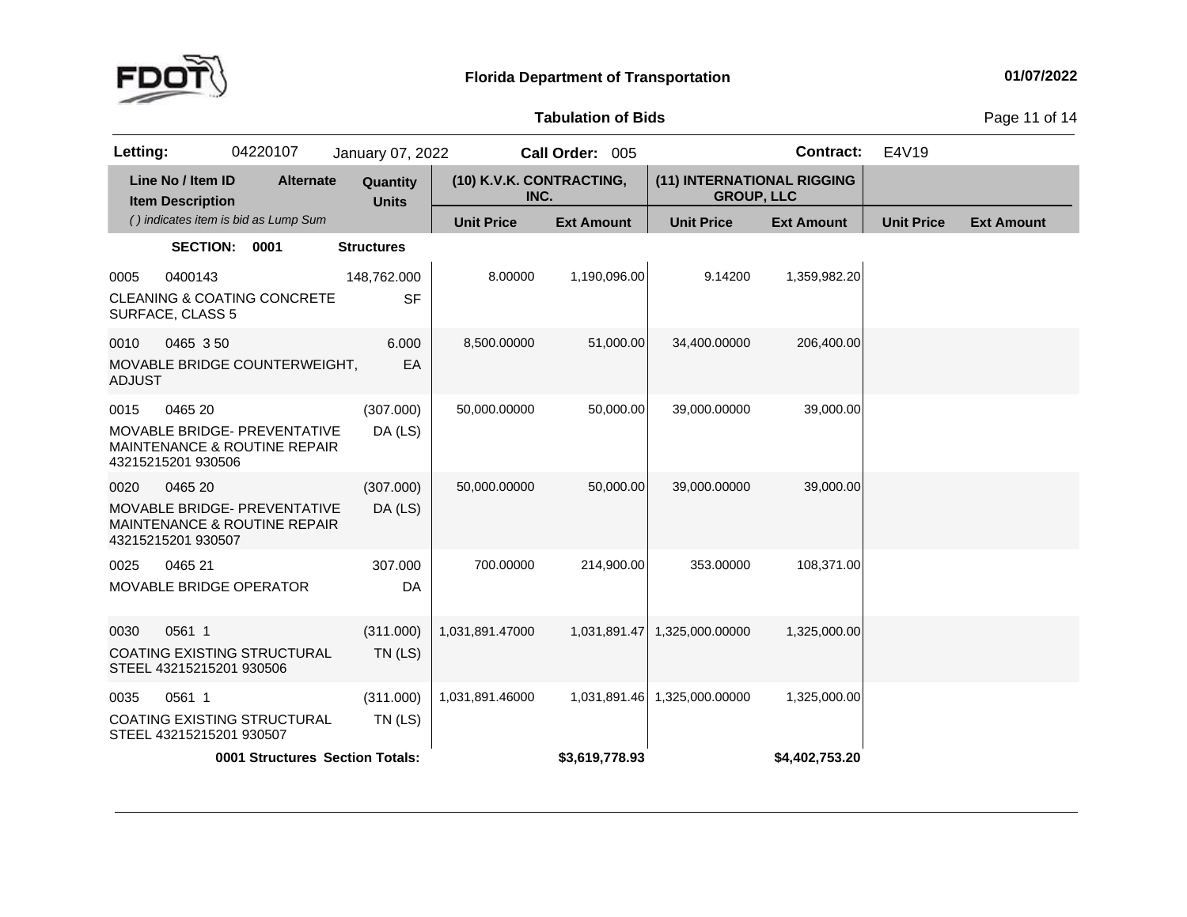# Florida Department of Transportation

**01/07/2022**

## Tabulation of Bids

**Letting:** 04220107 January 07, 2022 **Call Order:** 005 **Contract:** E4V19

| Line No / Item ID | Item Description | Alternate | Quantity / Units | (10) K.V.K. CONTRACTING, INC. Unit Price | (10) K.V.K. CONTRACTING, INC. Ext Amount | (11) INTERNATIONAL RIGGING GROUP, LLC Unit Price | (11) INTERNATIONAL RIGGING GROUP, LLC Ext Amount | Unit Price | Ext Amount |
|---|---|---|---|---|---|---|---|---|---|
| | ( ) indicates item is bid as Lump Sum | | | | | | | | |
| **SECTION: 0001** | **Structures** | | | | | | | | |
| 0005 0400143 | CLEANING & COATING CONCRETE SURFACE, CLASS 5 | | 148,762.000 SF | 8.00000 | 1,190,096.00 | 9.14200 | 1,359,982.20 | | |
| 0010 0465 3 50 | MOVABLE BRIDGE COUNTERWEIGHT, ADJUST | | 6.000 EA | 8,500.00000 | 51,000.00 | 34,400.00000 | 206,400.00 | | |
| 0015 0465 20 | MOVABLE BRIDGE- PREVENTATIVE MAINTENANCE & ROUTINE REPAIR 43215215201 930506 | | (307.000) DA (LS) | 50,000.00000 | 50,000.00 | 39,000.00000 | 39,000.00 | | |
| 0020 0465 20 | MOVABLE BRIDGE- PREVENTATIVE MAINTENANCE & ROUTINE REPAIR 43215215201 930507 | | (307.000) DA (LS) | 50,000.00000 | 50,000.00 | 39,000.00000 | 39,000.00 | | |
| 0025 0465 21 | MOVABLE BRIDGE OPERATOR | | 307.000 DA | 700.00000 | 214,900.00 | 353.00000 | 108,371.00 | | |
| 0030 0561 1 | COATING EXISTING STRUCTURAL STEEL 43215215201 930506 | | (311.000) TN (LS) | 1,031,891.47000 | 1,031,891.47 | 1,325,000.00000 | 1,325,000.00 | | |
| 0035 0561 1 | COATING EXISTING STRUCTURAL STEEL 43215215201 930507 | | (311.000) TN (LS) | 1,031,891.46000 | 1,031,891.46 | 1,325,000.00000 | 1,325,000.00 | | |
| | **0001 Structures Section Totals:** | | | | **$3,619,778.93** | | **$4,402,753.20** | | |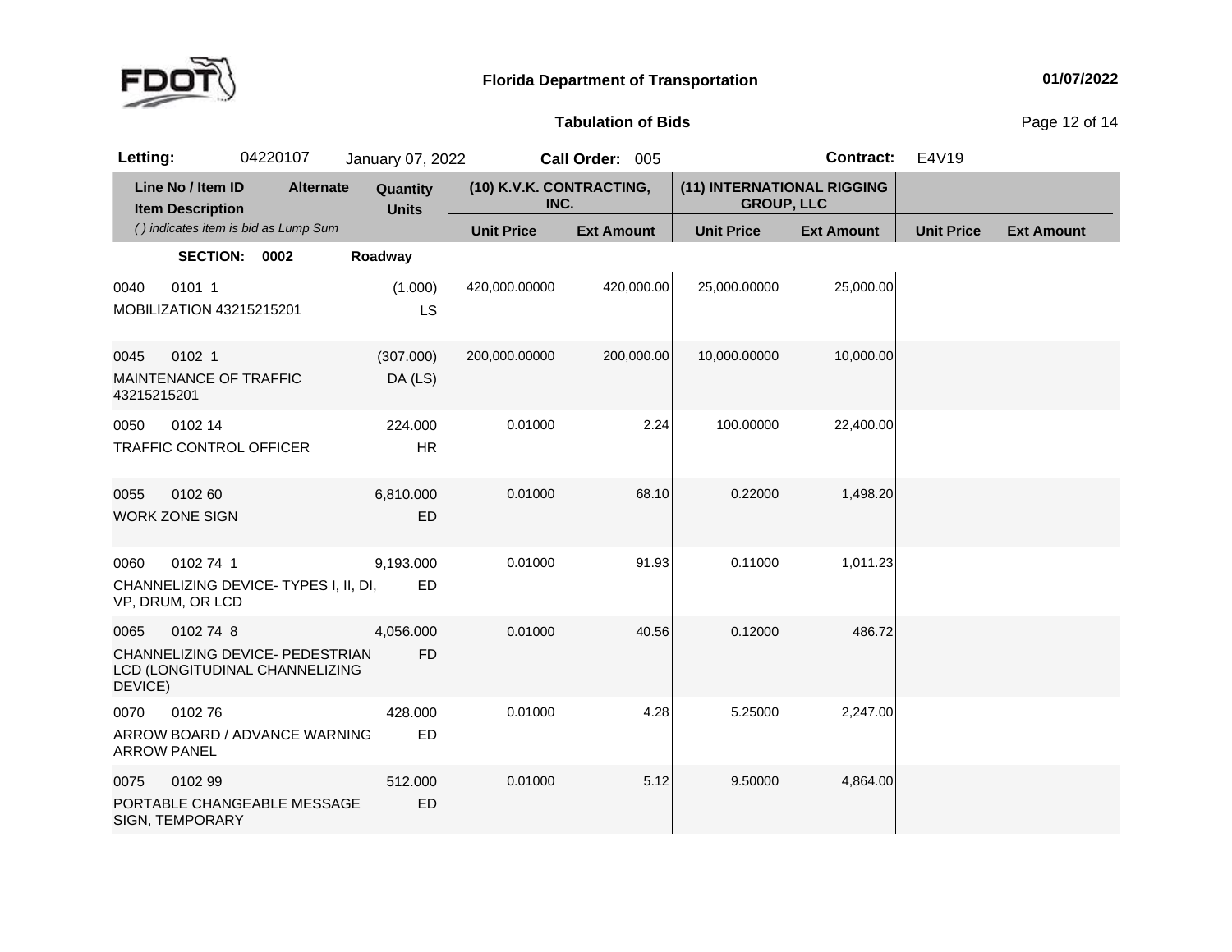# Florida Department of Transportation

**01/07/2022**

## Tabulation of Bids

**Letting:** 04220107 January 07, 2022 **Call Order:** 005 **Contract:** E4V19

| Line No / Item ID<br>Item Description<br>*( ) indicates item is bid as Lump Sum* | Alternate | Quantity<br>Units | (10) K.V.K. CONTRACTING, INC.<br>Unit Price | <br>Ext Amount | (11) INTERNATIONAL RIGGING GROUP, LLC<br>Unit Price | <br>Ext Amount | <br>Unit Price | <br>Ext Amount |
|---|---|---|---|---|---|---|---|---|
| **SECTION: 0002** | | **Roadway** | | | | | | |
| 0040 0101 1<br>MOBILIZATION 43215215201 | | (1.000)<br>LS | 420,000.00000 | 420,000.00 | 25,000.00000 | 25,000.00 | | |
| 0045 0102 1<br>MAINTENANCE OF TRAFFIC 43215215201 | | (307.000)<br>DA (LS) | 200,000.00000 | 200,000.00 | 10,000.00000 | 10,000.00 | | |
| 0050 0102 14<br>TRAFFIC CONTROL OFFICER | | 224.000<br>HR | 0.01000 | 2.24 | 100.00000 | 22,400.00 | | |
| 0055 0102 60<br>WORK ZONE SIGN | | 6,810.000<br>ED | 0.01000 | 68.10 | 0.22000 | 1,498.20 | | |
| 0060 0102 74 1<br>CHANNELIZING DEVICE- TYPES I, II, DI, VP, DRUM, OR LCD | | 9,193.000<br>ED | 0.01000 | 91.93 | 0.11000 | 1,011.23 | | |
| 0065 0102 74 8<br>CHANNELIZING DEVICE- PEDESTRIAN LCD (LONGITUDINAL CHANNELIZING DEVICE) | | 4,056.000<br>FD | 0.01000 | 40.56 | 0.12000 | 486.72 | | |
| 0070 0102 76<br>ARROW BOARD / ADVANCE WARNING ARROW PANEL | | 428.000<br>ED | 0.01000 | 4.28 | 5.25000 | 2,247.00 | | |
| 0075 0102 99<br>PORTABLE CHANGEABLE MESSAGE SIGN, TEMPORARY | | 512.000<br>ED | 0.01000 | 5.12 | 9.50000 | 4,864.00 | | |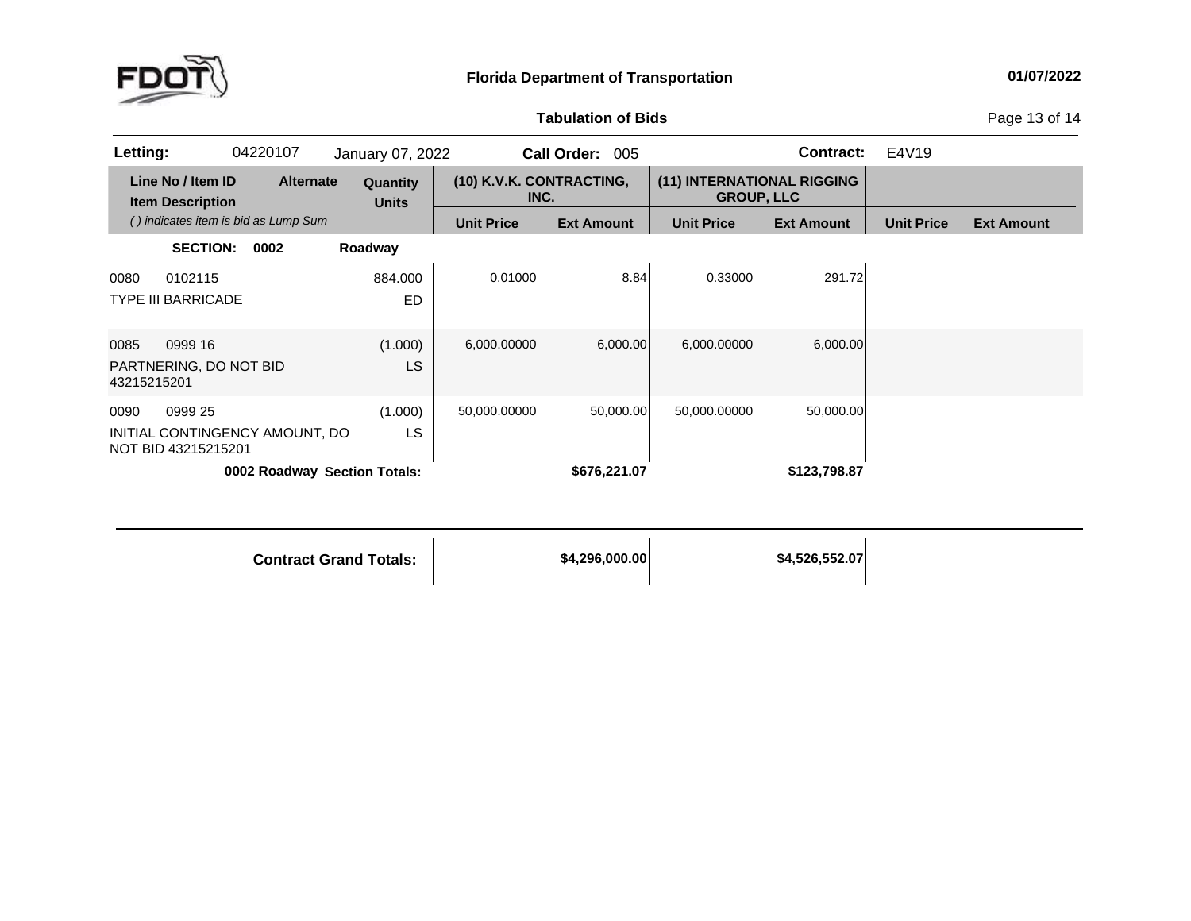**Florida Department of Transportation**

01/07/2022

**Tabulation of Bids**

| **Letting:** | 04220107 | January 07, 2022 | **Call Order:** 005 | **Contract:** | E4V19 |
|---|---|---|---|---|---|

| Line No / Item ID<br>Item Description<br>*( ) indicates item is bid as Lump Sum* | Alternate | Quantity<br>Units | (10) K.V.K. CONTRACTING, INC.<br>Unit Price | <br>Ext Amount | (11) INTERNATIONAL RIGGING GROUP, LLC<br>Unit Price | <br>Ext Amount | <br>Unit Price | <br>Ext Amount |
|---|---|---|---|---|---|---|---|---|
| **SECTION: 0002** | | **Roadway** | | | | | | |
| 0080 0102115<br>TYPE III BARRICADE | | 884.000<br>ED | 0.01000 | 8.84 | 0.33000 | 291.72 | | |
| 0085 0999 16<br>PARTNERING, DO NOT BID 43215215201 | | (1.000)<br>LS | 6,000.00000 | 6,000.00 | 6,000.00000 | 6,000.00 | | |
| 0090 0999 25<br>INITIAL CONTINGENCY AMOUNT, DO NOT BID 43215215201 | | (1.000)<br>LS | 50,000.00000 | 50,000.00 | 50,000.00000 | 50,000.00 | | |
| **0002 Roadway Section Totals:** | | | | **$676,221.07** | | **$123,798.87** | | |
| **Contract Grand Totals:** | | | | **$4,296,000.00** | | **$4,526,552.07** | | |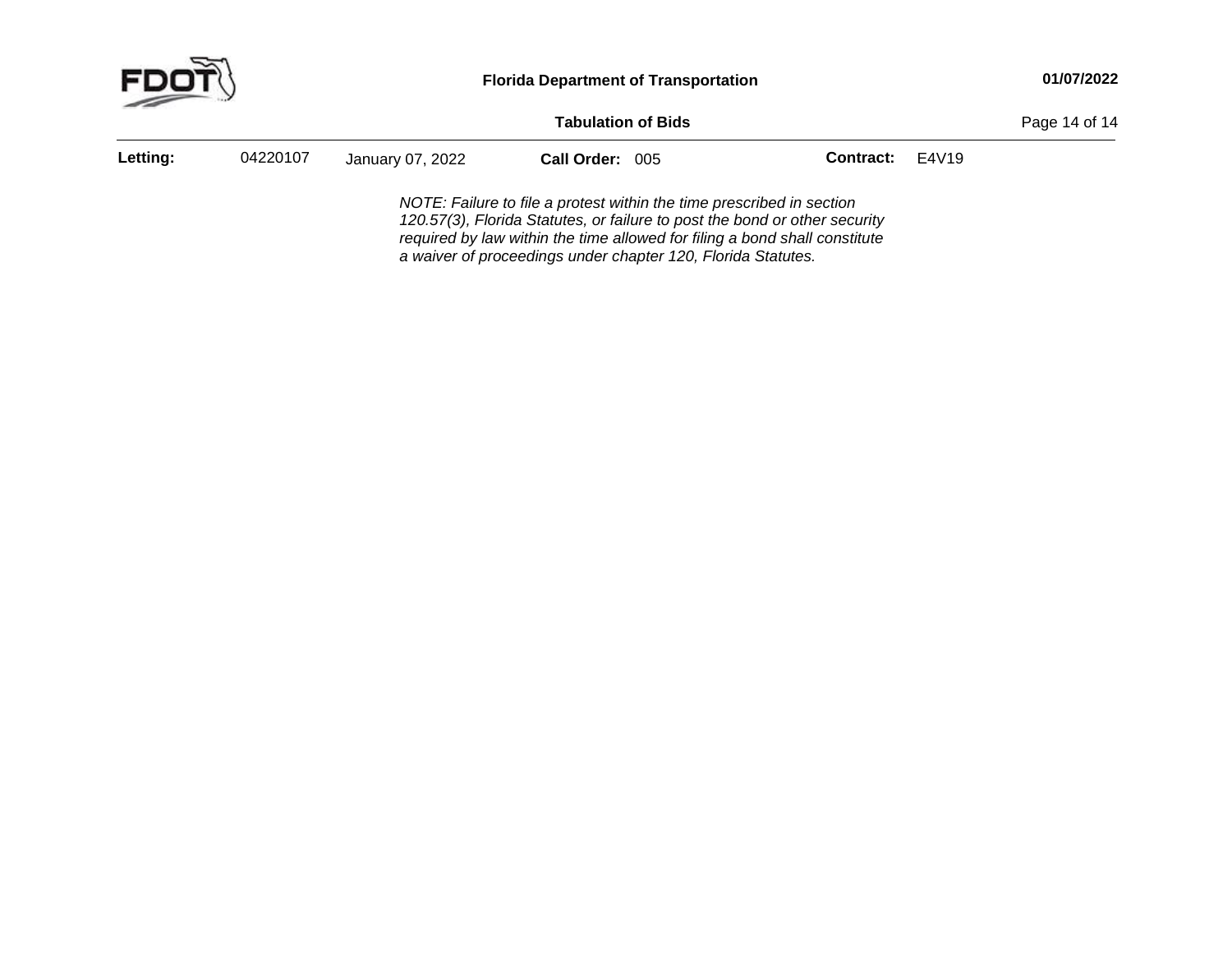**Letting:** 04220107 January 07, 2022 **Call Order:** 005 **Contract:** E4V19

*NOTE: Failure to file a protest within the time prescribed in section 120.57(3), Florida Statutes, or failure to post the bond or other security required by law within the time allowed for filing a bond shall constitute a waiver of proceedings under chapter 120, Florida Statutes.*